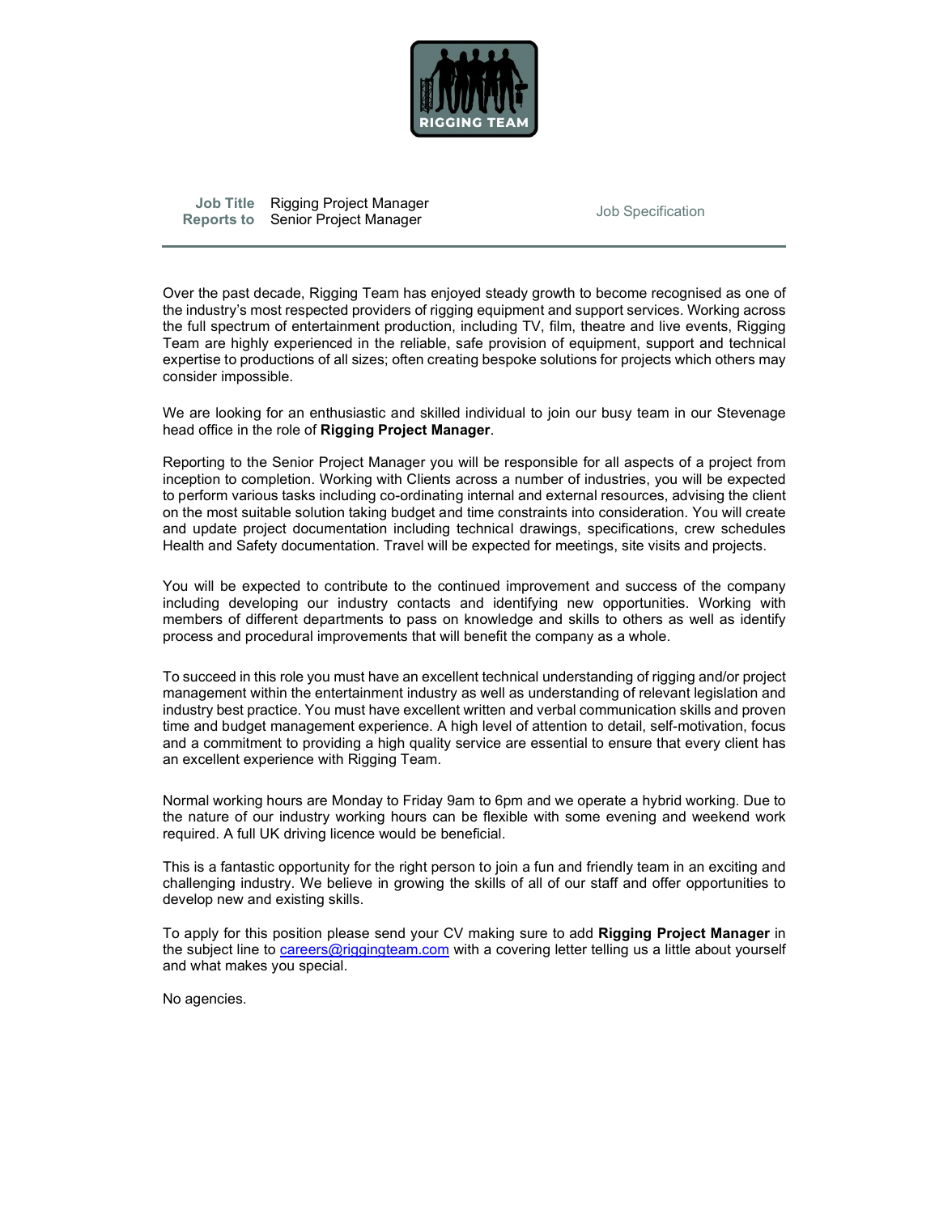RIGGING TEAM

**Job Title** Rigging Project Manager
**Reports to** Senior Project Manager

Job Specification

---

Over the past decade, Rigging Team has enjoyed steady growth to become recognised as one of the industry's most respected providers of rigging equipment and support services. Working across the full spectrum of entertainment production, including TV, film, theatre and live events, Rigging Team are highly experienced in the reliable, safe provision of equipment, support and technical expertise to productions of all sizes; often creating bespoke solutions for projects which others may consider impossible.

We are looking for an enthusiastic and skilled individual to join our busy team in our Stevenage head office in the role of **Rigging Project Manager**.

Reporting to the Senior Project Manager you will be responsible for all aspects of a project from inception to completion. Working with Clients across a number of industries, you will be expected to perform various tasks including co-ordinating internal and external resources, advising the client on the most suitable solution taking budget and time constraints into consideration. You will create and update project documentation including technical drawings, specifications, crew schedules Health and Safety documentation. Travel will be expected for meetings, site visits and projects.

You will be expected to contribute to the continued improvement and success of the company including developing our industry contacts and identifying new opportunities. Working with members of different departments to pass on knowledge and skills to others as well as identify process and procedural improvements that will benefit the company as a whole.

To succeed in this role you must have an excellent technical understanding of rigging and/or project management within the entertainment industry as well as understanding of relevant legislation and industry best practice. You must have excellent written and verbal communication skills and proven time and budget management experience. A high level of attention to detail, self-motivation, focus and a commitment to providing a high quality service are essential to ensure that every client has an excellent experience with Rigging Team.

Normal working hours are Monday to Friday 9am to 6pm and we operate a hybrid working. Due to the nature of our industry working hours can be flexible with some evening and weekend work required. A full UK driving licence would be beneficial.

This is a fantastic opportunity for the right person to join a fun and friendly team in an exciting and challenging industry. We believe in growing the skills of all of our staff and offer opportunities to develop new and existing skills.

To apply for this position please send your CV making sure to add **Rigging Project Manager** in the subject line to careers@riggingteam.com with a covering letter telling us a little about yourself and what makes you special.

No agencies.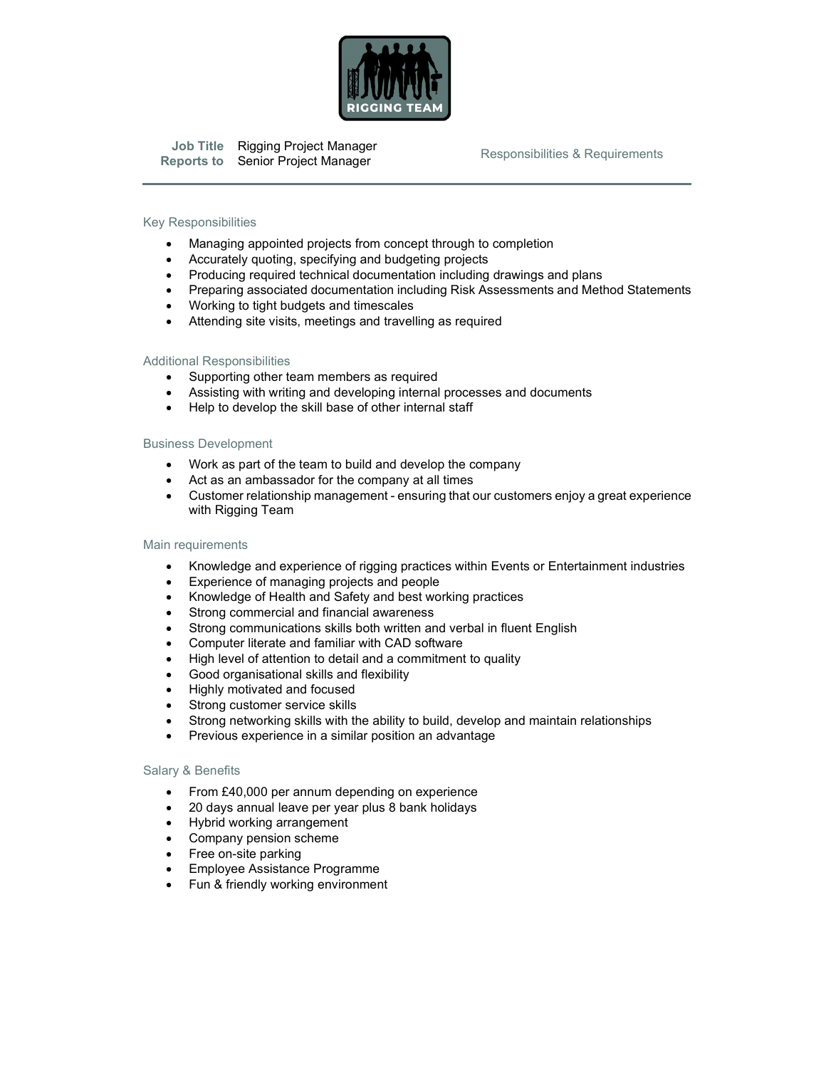RIGGING TEAM

**Job Title** Rigging Project Manager
**Reports to** Senior Project Manager

Responsibilities & Requirements

## Key Responsibilities

- Managing appointed projects from concept through to completion
- Accurately quoting, specifying and budgeting projects
- Producing required technical documentation including drawings and plans
- Preparing associated documentation including Risk Assessments and Method Statements
- Working to tight budgets and timescales
- Attending site visits, meetings and travelling as required

## Additional Responsibilities

- Supporting other team members as required
- Assisting with writing and developing internal processes and documents
- Help to develop the skill base of other internal staff

## Business Development

- Work as part of the team to build and develop the company
- Act as an ambassador for the company at all times
- Customer relationship management - ensuring that our customers enjoy a great experience with Rigging Team

## Main requirements

- Knowledge and experience of rigging practices within Events or Entertainment industries
- Experience of managing projects and people
- Knowledge of Health and Safety and best working practices
- Strong commercial and financial awareness
- Strong communications skills both written and verbal in fluent English
- Computer literate and familiar with CAD software
- High level of attention to detail and a commitment to quality
- Good organisational skills and flexibility
- Highly motivated and focused
- Strong customer service skills
- Strong networking skills with the ability to build, develop and maintain relationships
- Previous experience in a similar position an advantage

## Salary & Benefits

- From £40,000 per annum depending on experience
- 20 days annual leave per year plus 8 bank holidays
- Hybrid working arrangement
- Company pension scheme
- Free on-site parking
- Employee Assistance Programme
- Fun & friendly working environment